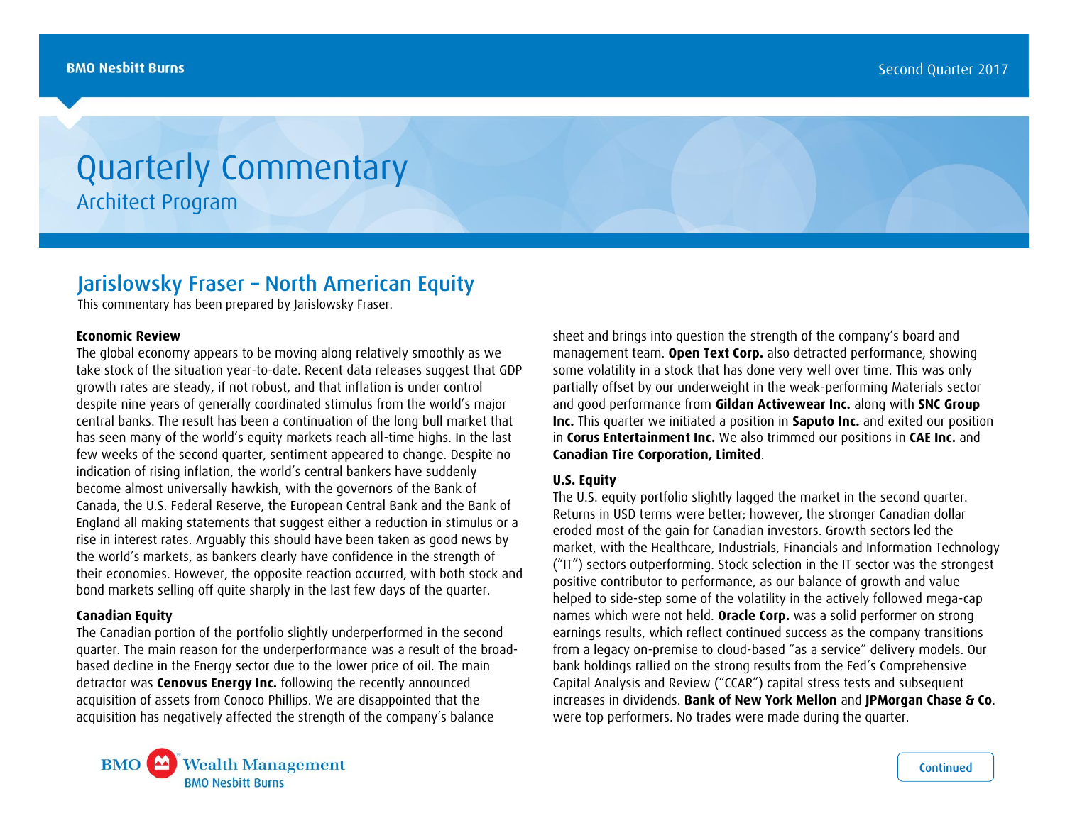# Quarterly Commentary

## Architect Program

## Jarislowsky Fraser – North American Equity

This commentary has been prepared by Jarislowsky Fraser.

**Economic Review**

The global economy appears to be moving along relatively smoothly as we take stock of the situation year-to-date. Recent data releases suggest that GDP growth rates are steady, if not robust, and that inflation is under control despite nine years of generally coordinated stimulus from the world's major central banks. The result has been a continuation of the long bull market that has seen many of the world's equity markets reach all-time highs. In the last few weeks of the second quarter, sentiment appeared to change. Despite no indication of rising inflation, the world's central bankers have suddenly become almost universally hawkish, with the governors of the Bank of Canada, the U.S. Federal Reserve, the European Central Bank and the Bank of England all making statements that suggest either a reduction in stimulus or a rise in interest rates. Arguably this should have been taken as good news by the world's markets, as bankers clearly have confidence in the strength of their economies. However, the opposite reaction occurred, with both stock and bond markets selling off quite sharply in the last few days of the quarter.

**Canadian Equity**

The Canadian portion of the portfolio slightly underperformed in the second quarter. The main reason for the underperformance was a result of the broad-based decline in the Energy sector due to the lower price of oil. The main detractor was **Cenovus Energy Inc.** following the recently announced acquisition of assets from Conoco Phillips. We are disappointed that the acquisition has negatively affected the strength of the company's balance sheet and brings into question the strength of the company's board and management team. **Open Text Corp.** also detracted performance, showing some volatility in a stock that has done very well over time. This was only partially offset by our underweight in the weak-performing Materials sector and good performance from **Gildan Activewear Inc.** along with **SNC Group Inc.** This quarter we initiated a position in **Saputo Inc.** and exited our position in **Corus Entertainment Inc.** We also trimmed our positions in **CAE Inc.** and **Canadian Tire Corporation, Limited**.

**U.S. Equity**

The U.S. equity portfolio slightly lagged the market in the second quarter. Returns in USD terms were better; however, the stronger Canadian dollar eroded most of the gain for Canadian investors. Growth sectors led the market, with the Healthcare, Industrials, Financials and Information Technology ("IT") sectors outperforming. Stock selection in the IT sector was the strongest positive contributor to performance, as our balance of growth and value helped to side-step some of the volatility in the actively followed mega-cap names which were not held. **Oracle Corp.** was a solid performer on strong earnings results, which reflect continued success as the company transitions from a legacy on-premise to cloud-based "as a service" delivery models. Our bank holdings rallied on the strong results from the Fed's Comprehensive Capital Analysis and Review ("CCAR") capital stress tests and subsequent increases in dividends. **Bank of New York Mellon** and **JPMorgan Chase & Co**. were top performers. No trades were made during the quarter.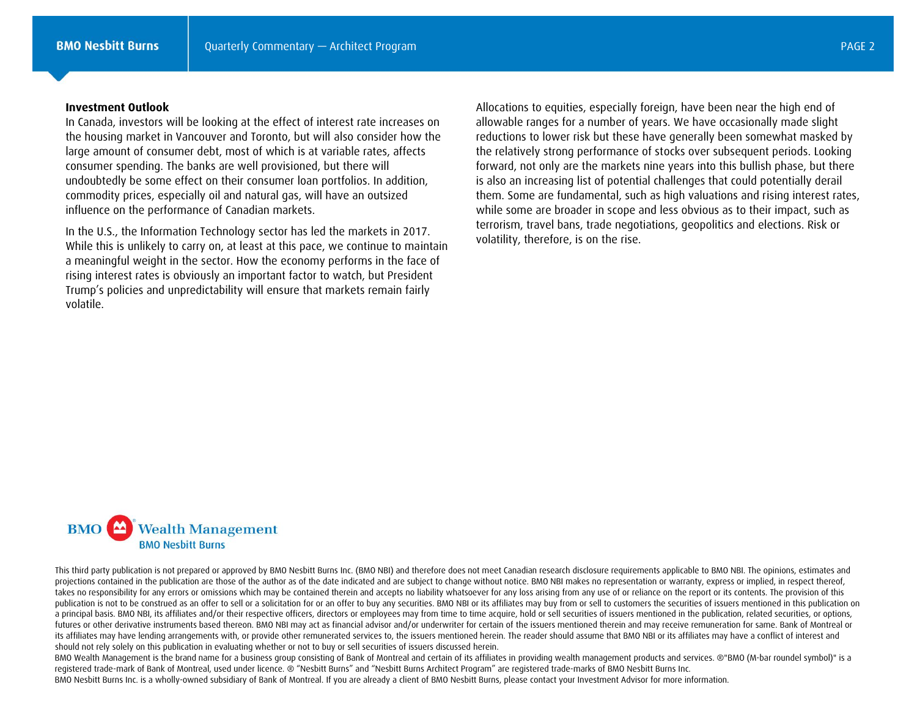**Investment Outlook**

In Canada, investors will be looking at the effect of interest rate increases on the housing market in Vancouver and Toronto, but will also consider how the large amount of consumer debt, most of which is at variable rates, affects consumer spending. The banks are well provisioned, but there will undoubtedly be some effect on their consumer loan portfolios. In addition, commodity prices, especially oil and natural gas, will have an outsized influence on the performance of Canadian markets.

In the U.S., the Information Technology sector has led the markets in 2017. While this is unlikely to carry on, at least at this pace, we continue to maintain a meaningful weight in the sector. How the economy performs in the face of rising interest rates is obviously an important factor to watch, but President Trump's policies and unpredictability will ensure that markets remain fairly volatile.

Allocations to equities, especially foreign, have been near the high end of allowable ranges for a number of years. We have occasionally made slight reductions to lower risk but these have generally been somewhat masked by the relatively strong performance of stocks over subsequent periods. Looking forward, not only are the markets nine years into this bullish phase, but there is also an increasing list of potential challenges that could potentially derail them. Some are fundamental, such as high valuations and rising interest rates, while some are broader in scope and less obvious as to their impact, such as terrorism, travel bans, trade negotiations, geopolitics and elections. Risk or volatility, therefore, is on the rise.

BMO Wealth Management
BMO Nesbitt Burns

This third party publication is not prepared or approved by BMO Nesbitt Burns Inc. (BMO NBI) and therefore does not meet Canadian research disclosure requirements applicable to BMO NBI. The opinions, estimates and projections contained in the publication are those of the author as of the date indicated and are subject to change without notice. BMO NBI makes no representation or warranty, express or implied, in respect thereof, takes no responsibility for any errors or omissions which may be contained therein and accepts no liability whatsoever for any loss arising from any use of or reliance on the report or its contents. The provision of this publication is not to be construed as an offer to sell or a solicitation for or an offer to buy any securities. BMO NBI or its affiliates may buy from or sell to customers the securities of issuers mentioned in this publication on a principal basis. BMO NBI, its affiliates and/or their respective officers, directors or employees may from time to time acquire, hold or sell securities of issuers mentioned in the publication, related securities, or options, futures or other derivative instruments based thereon. BMO NBI may act as financial advisor and/or underwriter for certain of the issuers mentioned therein and may receive remuneration for same. Bank of Montreal or its affiliates may have lending arrangements with, or provide other remunerated services to, the issuers mentioned herein. The reader should assume that BMO NBI or its affiliates may have a conflict of interest and should not rely solely on this publication in evaluating whether or not to buy or sell securities of issuers discussed herein.
BMO Wealth Management is the brand name for a business group consisting of Bank of Montreal and certain of its affiliates in providing wealth management products and services. ®"BMO (M-bar roundel symbol)" is a registered trade-mark of Bank of Montreal, used under licence. ® "Nesbitt Burns" and "Nesbitt Burns Architect Program" are registered trade-marks of BMO Nesbitt Burns Inc.
BMO Nesbitt Burns Inc. is a wholly-owned subsidiary of Bank of Montreal. If you are already a client of BMO Nesbitt Burns, please contact your Investment Advisor for more information.